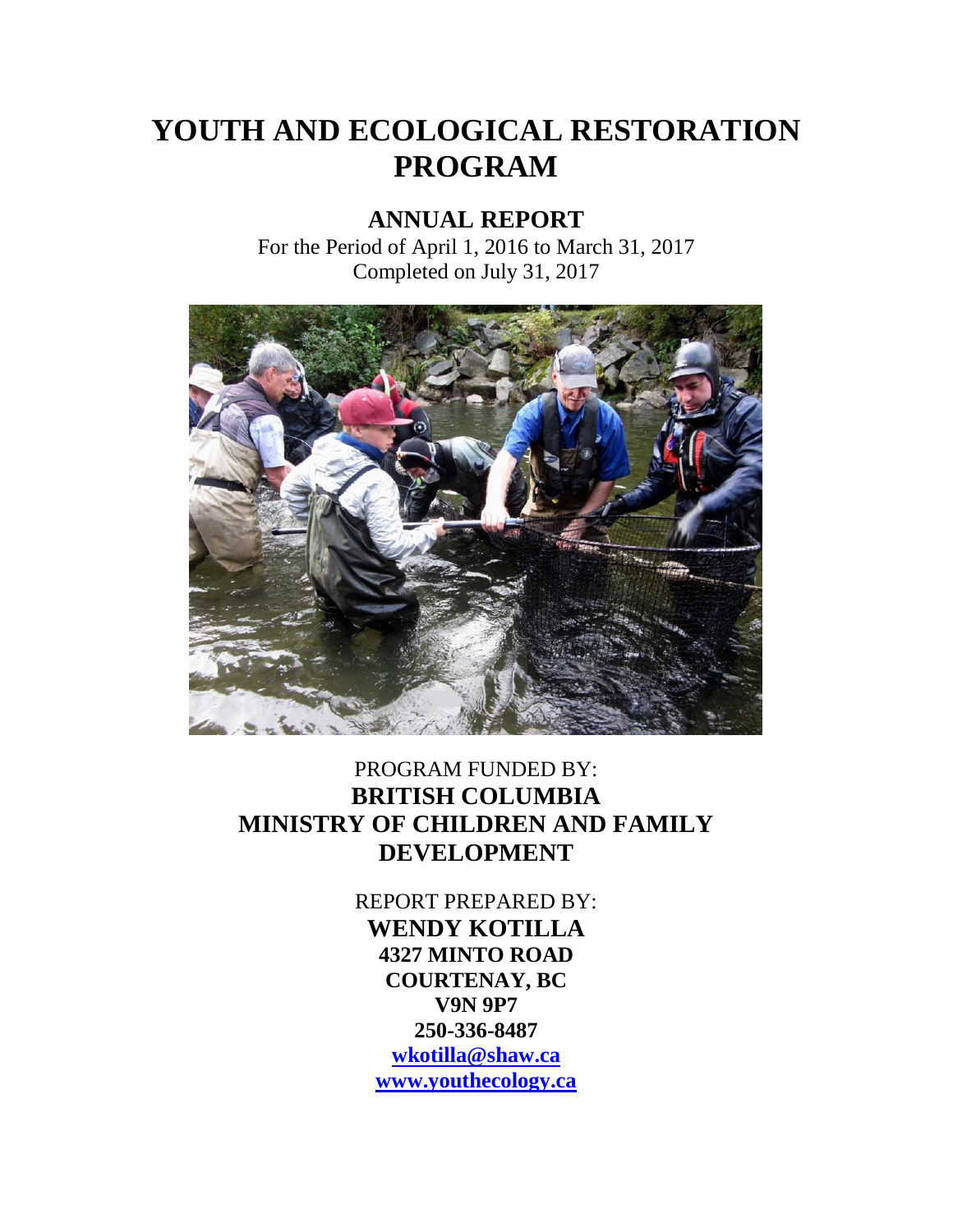# YOUTH AND ECOLOGICAL RESTORATION PROGRAM

## ANNUAL REPORT

For the Period of April 1, 2016 to March 31, 2017
Completed on July 31, 2017

PROGRAM FUNDED BY:
**BRITISH COLUMBIA**
**MINISTRY OF CHILDREN AND FAMILY DEVELOPMENT**

REPORT PREPARED BY:
**WENDY KOTILLA**
**4327 MINTO ROAD**
**COURTENAY, BC**
**V9N 9P7**
**250-336-8487**
**wkotilla@shaw.ca**
**www.youthecology.ca**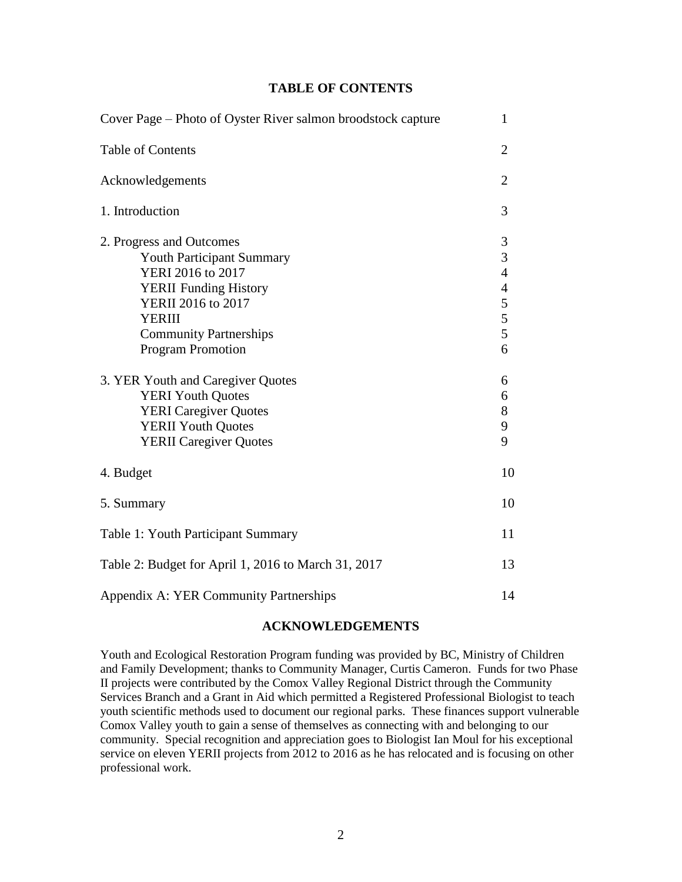## TABLE OF CONTENTS

| | |
|---|---|
| Cover Page – Photo of Oyster River salmon broodstock capture | 1 |
| Table of Contents | 2 |
| Acknowledgements | 2 |
| 1. Introduction | 3 |
| 2. Progress and Outcomes | 3 |
| Youth Participant Summary | 3 |
| YERI 2016 to 2017 | 4 |
| YERII Funding History | 4 |
| YERII 2016 to 2017 | 5 |
| YERIII | 5 |
| Community Partnerships | 5 |
| Program Promotion | 6 |
| 3. YER Youth and Caregiver Quotes | 6 |
| YERI Youth Quotes | 6 |
| YERI Caregiver Quotes | 8 |
| YERII Youth Quotes | 9 |
| YERII Caregiver Quotes | 9 |
| 4. Budget | 10 |
| 5. Summary | 10 |
| Table 1: Youth Participant Summary | 11 |
| Table 2: Budget for April 1, 2016 to March 31, 2017 | 13 |
| Appendix A: YER Community Partnerships | 14 |

## ACKNOWLEDGEMENTS

Youth and Ecological Restoration Program funding was provided by BC, Ministry of Children and Family Development; thanks to Community Manager, Curtis Cameron. Funds for two Phase II projects were contributed by the Comox Valley Regional District through the Community Services Branch and a Grant in Aid which permitted a Registered Professional Biologist to teach youth scientific methods used to document our regional parks. These finances support vulnerable Comox Valley youth to gain a sense of themselves as connecting with and belonging to our community. Special recognition and appreciation goes to Biologist Ian Moul for his exceptional service on eleven YERII projects from 2012 to 2016 as he has relocated and is focusing on other professional work.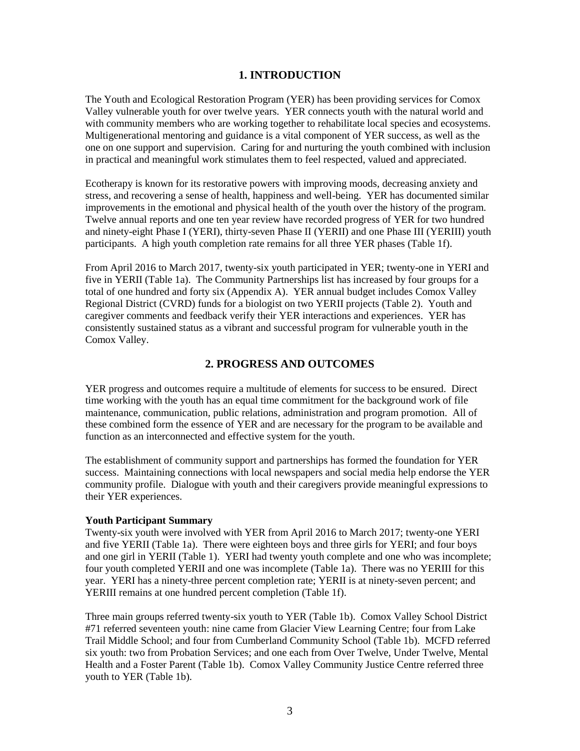## 1. INTRODUCTION

The Youth and Ecological Restoration Program (YER) has been providing services for Comox Valley vulnerable youth for over twelve years. YER connects youth with the natural world and with community members who are working together to rehabilitate local species and ecosystems. Multigenerational mentoring and guidance is a vital component of YER success, as well as the one on one support and supervision. Caring for and nurturing the youth combined with inclusion in practical and meaningful work stimulates them to feel respected, valued and appreciated.

Ecotherapy is known for its restorative powers with improving moods, decreasing anxiety and stress, and recovering a sense of health, happiness and well-being. YER has documented similar improvements in the emotional and physical health of the youth over the history of the program. Twelve annual reports and one ten year review have recorded progress of YER for two hundred and ninety-eight Phase I (YERI), thirty-seven Phase II (YERII) and one Phase III (YERIII) youth participants. A high youth completion rate remains for all three YER phases (Table 1f).

From April 2016 to March 2017, twenty-six youth participated in YER; twenty-one in YERI and five in YERII (Table 1a). The Community Partnerships list has increased by four groups for a total of one hundred and forty six (Appendix A). YER annual budget includes Comox Valley Regional District (CVRD) funds for a biologist on two YERII projects (Table 2). Youth and caregiver comments and feedback verify their YER interactions and experiences. YER has consistently sustained status as a vibrant and successful program for vulnerable youth in the Comox Valley.

## 2. PROGRESS AND OUTCOMES

YER progress and outcomes require a multitude of elements for success to be ensured. Direct time working with the youth has an equal time commitment for the background work of file maintenance, communication, public relations, administration and program promotion. All of these combined form the essence of YER and are necessary for the program to be available and function as an interconnected and effective system for the youth.

The establishment of community support and partnerships has formed the foundation for YER success. Maintaining connections with local newspapers and social media help endorse the YER community profile. Dialogue with youth and their caregivers provide meaningful expressions to their YER experiences.

**Youth Participant Summary**

Twenty-six youth were involved with YER from April 2016 to March 2017; twenty-one YERI and five YERII (Table 1a). There were eighteen boys and three girls for YERI; and four boys and one girl in YERII (Table 1). YERI had twenty youth complete and one who was incomplete; four youth completed YERII and one was incomplete (Table 1a). There was no YERIII for this year. YERI has a ninety-three percent completion rate; YERII is at ninety-seven percent; and YERIII remains at one hundred percent completion (Table 1f).

Three main groups referred twenty-six youth to YER (Table 1b). Comox Valley School District #71 referred seventeen youth: nine came from Glacier View Learning Centre; four from Lake Trail Middle School; and four from Cumberland Community School (Table 1b). MCFD referred six youth: two from Probation Services; and one each from Over Twelve, Under Twelve, Mental Health and a Foster Parent (Table 1b). Comox Valley Community Justice Centre referred three youth to YER (Table 1b).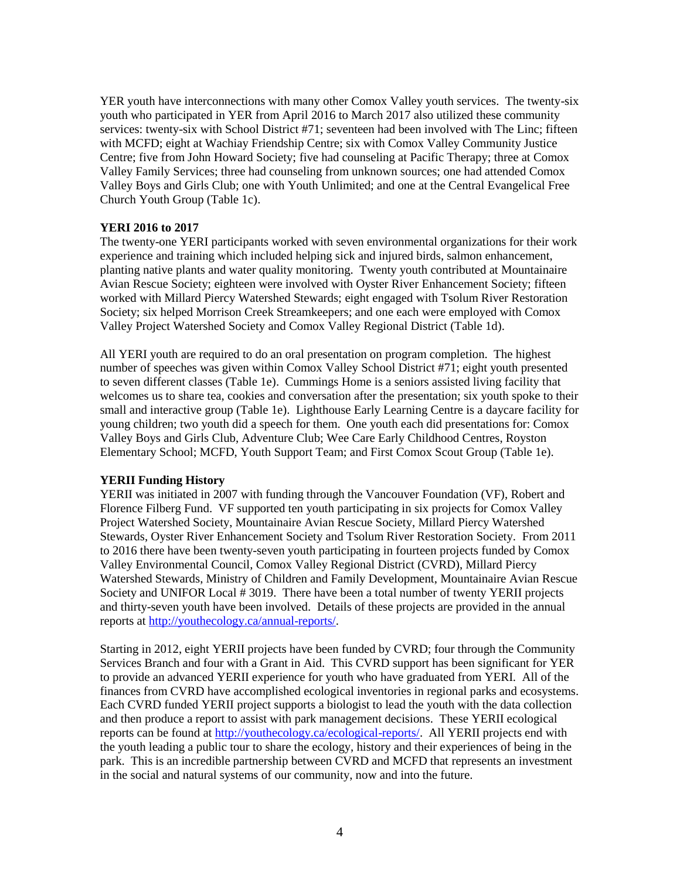YER youth have interconnections with many other Comox Valley youth services. The twenty-six youth who participated in YER from April 2016 to March 2017 also utilized these community services: twenty-six with School District #71; seventeen had been involved with The Linc; fifteen with MCFD; eight at Wachiay Friendship Centre; six with Comox Valley Community Justice Centre; five from John Howard Society; five had counseling at Pacific Therapy; three at Comox Valley Family Services; three had counseling from unknown sources; one had attended Comox Valley Boys and Girls Club; one with Youth Unlimited; and one at the Central Evangelical Free Church Youth Group (Table 1c).

**YERI 2016 to 2017**

The twenty-one YERI participants worked with seven environmental organizations for their work experience and training which included helping sick and injured birds, salmon enhancement, planting native plants and water quality monitoring. Twenty youth contributed at Mountainaire Avian Rescue Society; eighteen were involved with Oyster River Enhancement Society; fifteen worked with Millard Piercy Watershed Stewards; eight engaged with Tsolum River Restoration Society; six helped Morrison Creek Streamkeepers; and one each were employed with Comox Valley Project Watershed Society and Comox Valley Regional District (Table 1d).

All YERI youth are required to do an oral presentation on program completion. The highest number of speeches was given within Comox Valley School District #71; eight youth presented to seven different classes (Table 1e). Cummings Home is a seniors assisted living facility that welcomes us to share tea, cookies and conversation after the presentation; six youth spoke to their small and interactive group (Table 1e). Lighthouse Early Learning Centre is a daycare facility for young children; two youth did a speech for them. One youth each did presentations for: Comox Valley Boys and Girls Club, Adventure Club; Wee Care Early Childhood Centres, Royston Elementary School; MCFD, Youth Support Team; and First Comox Scout Group (Table 1e).

**YERII Funding History**

YERII was initiated in 2007 with funding through the Vancouver Foundation (VF), Robert and Florence Filberg Fund. VF supported ten youth participating in six projects for Comox Valley Project Watershed Society, Mountainaire Avian Rescue Society, Millard Piercy Watershed Stewards, Oyster River Enhancement Society and Tsolum River Restoration Society. From 2011 to 2016 there have been twenty-seven youth participating in fourteen projects funded by Comox Valley Environmental Council, Comox Valley Regional District (CVRD), Millard Piercy Watershed Stewards, Ministry of Children and Family Development, Mountainaire Avian Rescue Society and UNIFOR Local # 3019. There have been a total number of twenty YERII projects and thirty-seven youth have been involved. Details of these projects are provided in the annual reports at http://youthecology.ca/annual-reports/.

Starting in 2012, eight YERII projects have been funded by CVRD; four through the Community Services Branch and four with a Grant in Aid. This CVRD support has been significant for YER to provide an advanced YERII experience for youth who have graduated from YERI. All of the finances from CVRD have accomplished ecological inventories in regional parks and ecosystems. Each CVRD funded YERII project supports a biologist to lead the youth with the data collection and then produce a report to assist with park management decisions. These YERII ecological reports can be found at http://youthecology.ca/ecological-reports/. All YERII projects end with the youth leading a public tour to share the ecology, history and their experiences of being in the park. This is an incredible partnership between CVRD and MCFD that represents an investment in the social and natural systems of our community, now and into the future.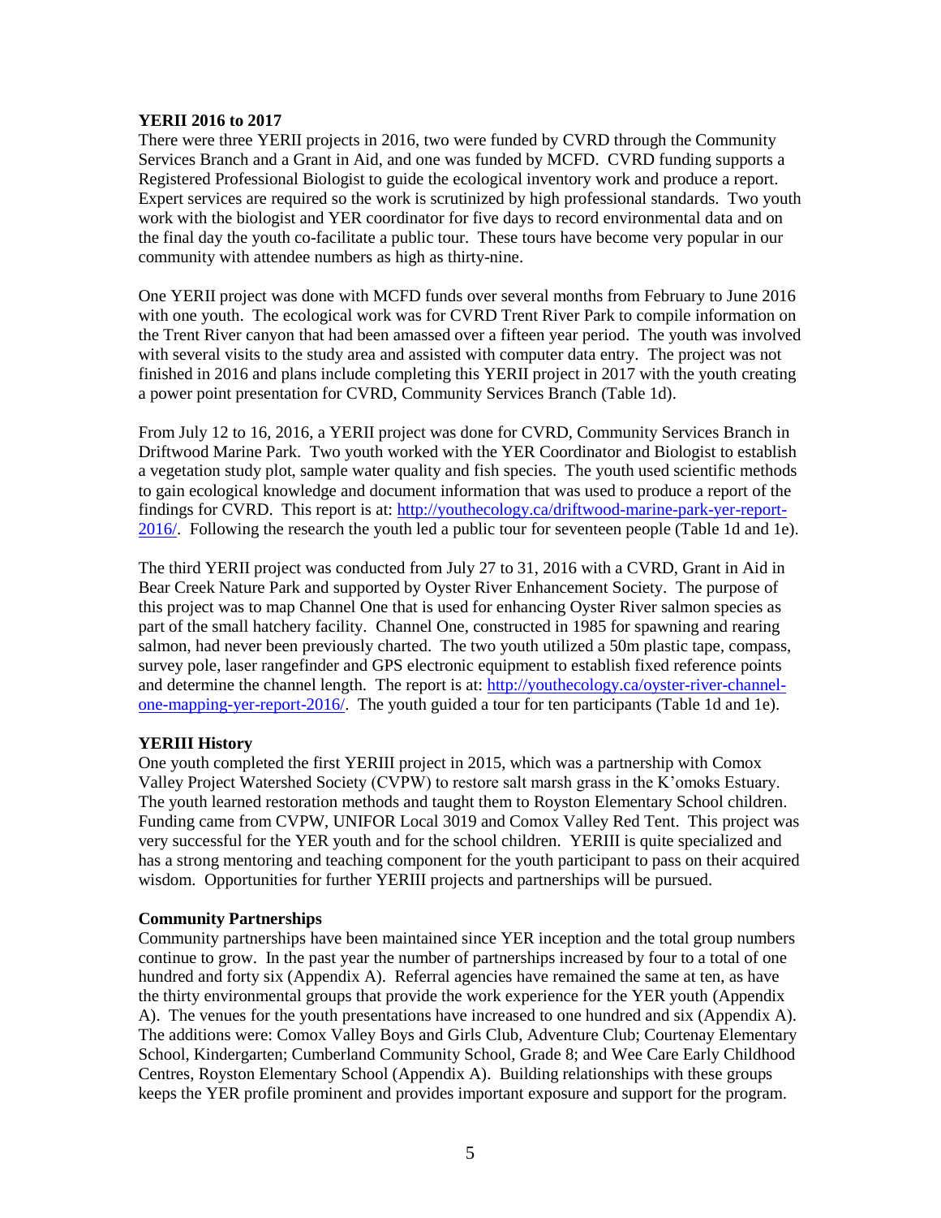**YERII 2016 to 2017**

There were three YERII projects in 2016, two were funded by CVRD through the Community Services Branch and a Grant in Aid, and one was funded by MCFD. CVRD funding supports a Registered Professional Biologist to guide the ecological inventory work and produce a report. Expert services are required so the work is scrutinized by high professional standards. Two youth work with the biologist and YER coordinator for five days to record environmental data and on the final day the youth co-facilitate a public tour. These tours have become very popular in our community with attendee numbers as high as thirty-nine.

One YERII project was done with MCFD funds over several months from February to June 2016 with one youth. The ecological work was for CVRD Trent River Park to compile information on the Trent River canyon that had been amassed over a fifteen year period. The youth was involved with several visits to the study area and assisted with computer data entry. The project was not finished in 2016 and plans include completing this YERII project in 2017 with the youth creating a power point presentation for CVRD, Community Services Branch (Table 1d).

From July 12 to 16, 2016, a YERII project was done for CVRD, Community Services Branch in Driftwood Marine Park. Two youth worked with the YER Coordinator and Biologist to establish a vegetation study plot, sample water quality and fish species. The youth used scientific methods to gain ecological knowledge and document information that was used to produce a report of the findings for CVRD. This report is at: http://youthecology.ca/driftwood-marine-park-yer-report-2016/. Following the research the youth led a public tour for seventeen people (Table 1d and 1e).

The third YERII project was conducted from July 27 to 31, 2016 with a CVRD, Grant in Aid in Bear Creek Nature Park and supported by Oyster River Enhancement Society. The purpose of this project was to map Channel One that is used for enhancing Oyster River salmon species as part of the small hatchery facility. Channel One, constructed in 1985 for spawning and rearing salmon, had never been previously charted. The two youth utilized a 50m plastic tape, compass, survey pole, laser rangefinder and GPS electronic equipment to establish fixed reference points and determine the channel length. The report is at: http://youthecology.ca/oyster-river-channel-one-mapping-yer-report-2016/. The youth guided a tour for ten participants (Table 1d and 1e).

**YERIII History**

One youth completed the first YERIII project in 2015, which was a partnership with Comox Valley Project Watershed Society (CVPW) to restore salt marsh grass in the K'omoks Estuary. The youth learned restoration methods and taught them to Royston Elementary School children. Funding came from CVPW, UNIFOR Local 3019 and Comox Valley Red Tent. This project was very successful for the YER youth and for the school children. YERIII is quite specialized and has a strong mentoring and teaching component for the youth participant to pass on their acquired wisdom. Opportunities for further YERIII projects and partnerships will be pursued.

**Community Partnerships**

Community partnerships have been maintained since YER inception and the total group numbers continue to grow. In the past year the number of partnerships increased by four to a total of one hundred and forty six (Appendix A). Referral agencies have remained the same at ten, as have the thirty environmental groups that provide the work experience for the YER youth (Appendix A). The venues for the youth presentations have increased to one hundred and six (Appendix A). The additions were: Comox Valley Boys and Girls Club, Adventure Club; Courtenay Elementary School, Kindergarten; Cumberland Community School, Grade 8; and Wee Care Early Childhood Centres, Royston Elementary School (Appendix A). Building relationships with these groups keeps the YER profile prominent and provides important exposure and support for the program.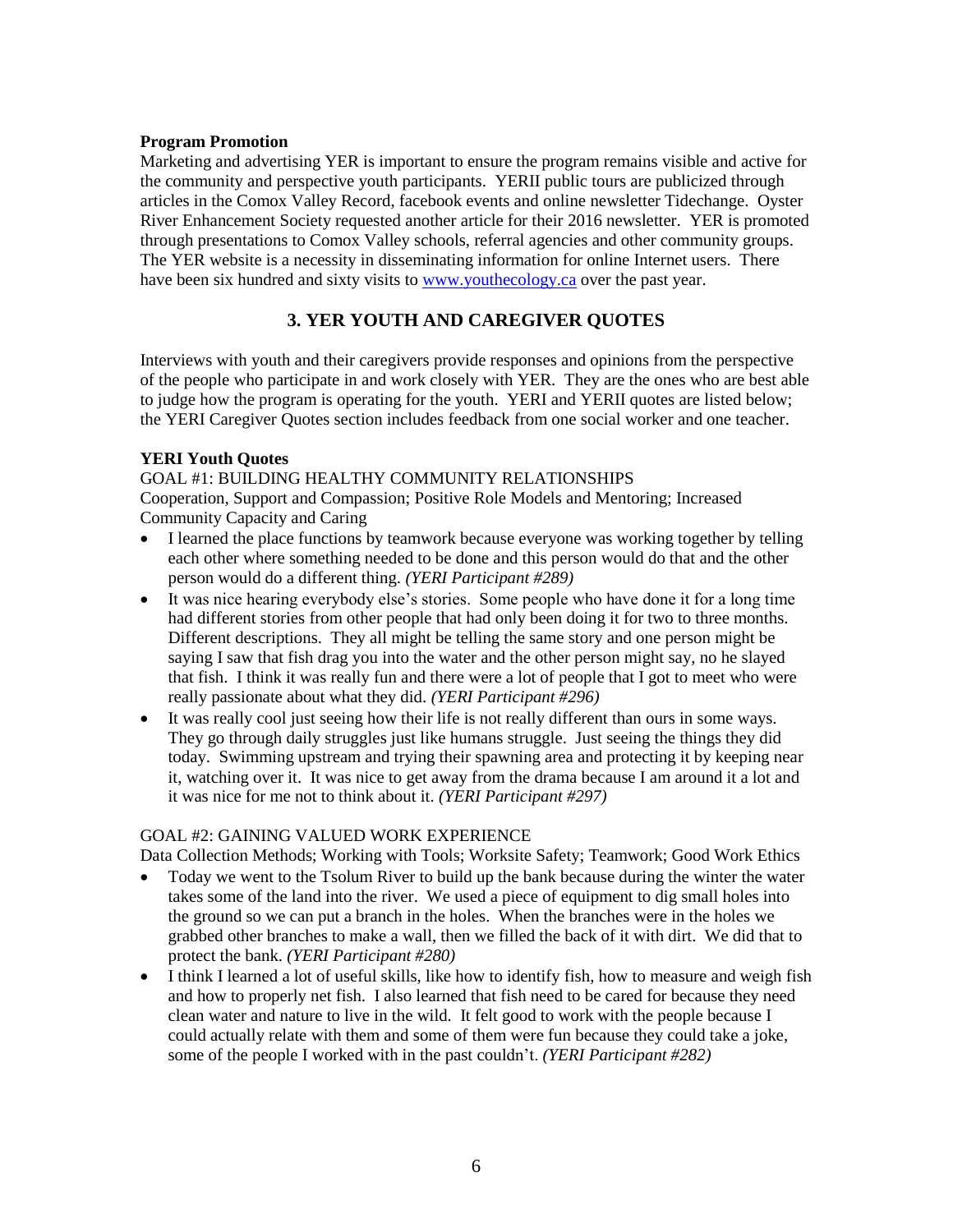**Program Promotion**

Marketing and advertising YER is important to ensure the program remains visible and active for the community and perspective youth participants. YERII public tours are publicized through articles in the Comox Valley Record, facebook events and online newsletter Tidechange. Oyster River Enhancement Society requested another article for their 2016 newsletter. YER is promoted through presentations to Comox Valley schools, referral agencies and other community groups. The YER website is a necessity in disseminating information for online Internet users. There have been six hundred and sixty visits to [www.youthecology.ca](http://www.youthecology.ca) over the past year.

## 3. YER YOUTH AND CAREGIVER QUOTES

Interviews with youth and their caregivers provide responses and opinions from the perspective of the people who participate in and work closely with YER. They are the ones who are best able to judge how the program is operating for the youth. YERI and YERII quotes are listed below; the YERI Caregiver Quotes section includes feedback from one social worker and one teacher.

**YERI Youth Quotes**

GOAL #1: BUILDING HEALTHY COMMUNITY RELATIONSHIPS

Cooperation, Support and Compassion; Positive Role Models and Mentoring; Increased Community Capacity and Caring

- I learned the place functions by teamwork because everyone was working together by telling each other where something needed to be done and this person would do that and the other person would do a different thing. *(YERI Participant #289)*
- It was nice hearing everybody else's stories. Some people who have done it for a long time had different stories from other people that had only been doing it for two to three months. Different descriptions. They all might be telling the same story and one person might be saying I saw that fish drag you into the water and the other person might say, no he slayed that fish. I think it was really fun and there were a lot of people that I got to meet who were really passionate about what they did. *(YERI Participant #296)*
- It was really cool just seeing how their life is not really different than ours in some ways. They go through daily struggles just like humans struggle. Just seeing the things they did today. Swimming upstream and trying their spawning area and protecting it by keeping near it, watching over it. It was nice to get away from the drama because I am around it a lot and it was nice for me not to think about it. *(YERI Participant #297)*

GOAL #2: GAINING VALUED WORK EXPERIENCE

Data Collection Methods; Working with Tools; Worksite Safety; Teamwork; Good Work Ethics

- Today we went to the Tsolum River to build up the bank because during the winter the water takes some of the land into the river. We used a piece of equipment to dig small holes into the ground so we can put a branch in the holes. When the branches were in the holes we grabbed other branches to make a wall, then we filled the back of it with dirt. We did that to protect the bank. *(YERI Participant #280)*
- I think I learned a lot of useful skills, like how to identify fish, how to measure and weigh fish and how to properly net fish. I also learned that fish need to be cared for because they need clean water and nature to live in the wild. It felt good to work with the people because I could actually relate with them and some of them were fun because they could take a joke, some of the people I worked with in the past couldn't. *(YERI Participant #282)*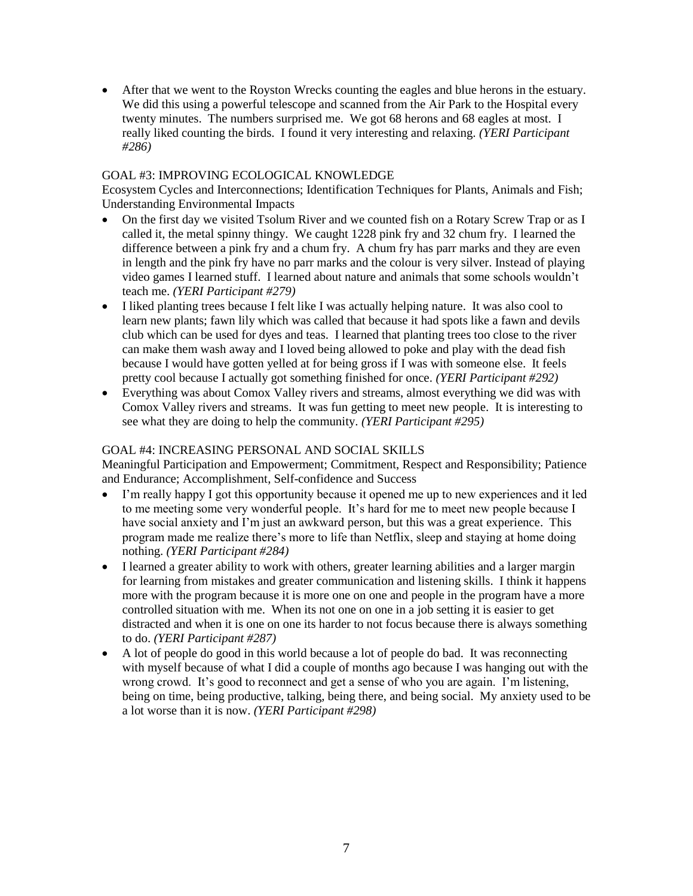- After that we went to the Royston Wrecks counting the eagles and blue herons in the estuary. We did this using a powerful telescope and scanned from the Air Park to the Hospital every twenty minutes. The numbers surprised me. We got 68 herons and 68 eagles at most. I really liked counting the birds. I found it very interesting and relaxing. *(YERI Participant #286)*

GOAL #3: IMPROVING ECOLOGICAL KNOWLEDGE

Ecosystem Cycles and Interconnections; Identification Techniques for Plants, Animals and Fish; Understanding Environmental Impacts

- On the first day we visited Tsolum River and we counted fish on a Rotary Screw Trap or as I called it, the metal spinny thingy. We caught 1228 pink fry and 32 chum fry. I learned the difference between a pink fry and a chum fry. A chum fry has parr marks and they are even in length and the pink fry have no parr marks and the colour is very silver. Instead of playing video games I learned stuff. I learned about nature and animals that some schools wouldn't teach me. *(YERI Participant #279)*
- I liked planting trees because I felt like I was actually helping nature. It was also cool to learn new plants; fawn lily which was called that because it had spots like a fawn and devils club which can be used for dyes and teas. I learned that planting trees too close to the river can make them wash away and I loved being allowed to poke and play with the dead fish because I would have gotten yelled at for being gross if I was with someone else. It feels pretty cool because I actually got something finished for once. *(YERI Participant #292)*
- Everything was about Comox Valley rivers and streams, almost everything we did was with Comox Valley rivers and streams. It was fun getting to meet new people. It is interesting to see what they are doing to help the community. *(YERI Participant #295)*

GOAL #4: INCREASING PERSONAL AND SOCIAL SKILLS

Meaningful Participation and Empowerment; Commitment, Respect and Responsibility; Patience and Endurance; Accomplishment, Self-confidence and Success

- I'm really happy I got this opportunity because it opened me up to new experiences and it led to me meeting some very wonderful people. It's hard for me to meet new people because I have social anxiety and I'm just an awkward person, but this was a great experience. This program made me realize there's more to life than Netflix, sleep and staying at home doing nothing. *(YERI Participant #284)*
- I learned a greater ability to work with others, greater learning abilities and a larger margin for learning from mistakes and greater communication and listening skills. I think it happens more with the program because it is more one on one and people in the program have a more controlled situation with me. When its not one on one in a job setting it is easier to get distracted and when it is one on one its harder to not focus because there is always something to do. *(YERI Participant #287)*
- A lot of people do good in this world because a lot of people do bad. It was reconnecting with myself because of what I did a couple of months ago because I was hanging out with the wrong crowd. It's good to reconnect and get a sense of who you are again. I'm listening, being on time, being productive, talking, being there, and being social. My anxiety used to be a lot worse than it is now. *(YERI Participant #298)*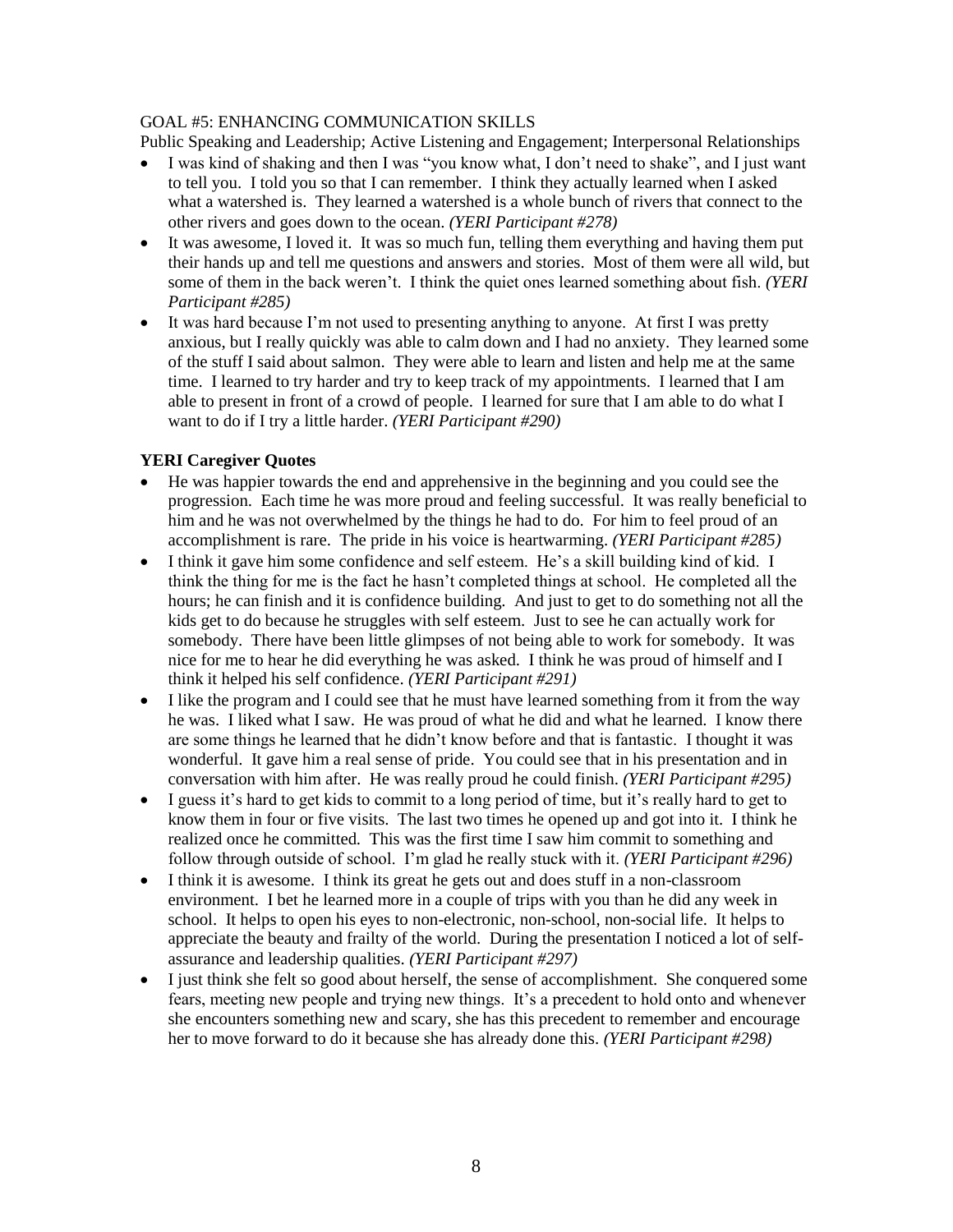GOAL #5: ENHANCING COMMUNICATION SKILLS

Public Speaking and Leadership; Active Listening and Engagement; Interpersonal Relationships

- I was kind of shaking and then I was "you know what, I don't need to shake", and I just want to tell you. I told you so that I can remember. I think they actually learned when I asked what a watershed is. They learned a watershed is a whole bunch of rivers that connect to the other rivers and goes down to the ocean. *(YERI Participant #278)*
- It was awesome, I loved it. It was so much fun, telling them everything and having them put their hands up and tell me questions and answers and stories. Most of them were all wild, but some of them in the back weren't. I think the quiet ones learned something about fish. *(YERI Participant #285)*
- It was hard because I'm not used to presenting anything to anyone. At first I was pretty anxious, but I really quickly was able to calm down and I had no anxiety. They learned some of the stuff I said about salmon. They were able to learn and listen and help me at the same time. I learned to try harder and try to keep track of my appointments. I learned that I am able to present in front of a crowd of people. I learned for sure that I am able to do what I want to do if I try a little harder. *(YERI Participant #290)*

**YERI Caregiver Quotes**

- He was happier towards the end and apprehensive in the beginning and you could see the progression. Each time he was more proud and feeling successful. It was really beneficial to him and he was not overwhelmed by the things he had to do. For him to feel proud of an accomplishment is rare. The pride in his voice is heartwarming. *(YERI Participant #285)*
- I think it gave him some confidence and self esteem. He's a skill building kind of kid. I think the thing for me is the fact he hasn't completed things at school. He completed all the hours; he can finish and it is confidence building. And just to get to do something not all the kids get to do because he struggles with self esteem. Just to see he can actually work for somebody. There have been little glimpses of not being able to work for somebody. It was nice for me to hear he did everything he was asked. I think he was proud of himself and I think it helped his self confidence. *(YERI Participant #291)*
- I like the program and I could see that he must have learned something from it from the way he was. I liked what I saw. He was proud of what he did and what he learned. I know there are some things he learned that he didn't know before and that is fantastic. I thought it was wonderful. It gave him a real sense of pride. You could see that in his presentation and in conversation with him after. He was really proud he could finish. *(YERI Participant #295)*
- I guess it's hard to get kids to commit to a long period of time, but it's really hard to get to know them in four or five visits. The last two times he opened up and got into it. I think he realized once he committed. This was the first time I saw him commit to something and follow through outside of school. I'm glad he really stuck with it. *(YERI Participant #296)*
- I think it is awesome. I think its great he gets out and does stuff in a non-classroom environment. I bet he learned more in a couple of trips with you than he did any week in school. It helps to open his eyes to non-electronic, non-school, non-social life. It helps to appreciate the beauty and frailty of the world. During the presentation I noticed a lot of self-assurance and leadership qualities. *(YERI Participant #297)*
- I just think she felt so good about herself, the sense of accomplishment. She conquered some fears, meeting new people and trying new things. It's a precedent to hold onto and whenever she encounters something new and scary, she has this precedent to remember and encourage her to move forward to do it because she has already done this. *(YERI Participant #298)*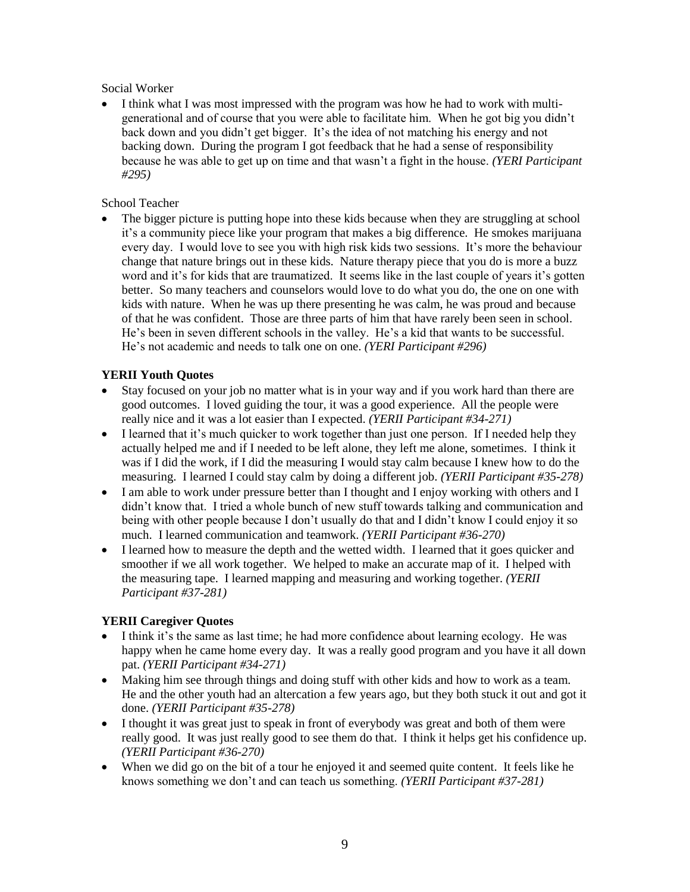Social Worker

- I think what I was most impressed with the program was how he had to work with multi-generational and of course that you were able to facilitate him. When he got big you didn't back down and you didn't get bigger. It's the idea of not matching his energy and not backing down. During the program I got feedback that he had a sense of responsibility because he was able to get up on time and that wasn't a fight in the house. *(YERI Participant #295)*

School Teacher

- The bigger picture is putting hope into these kids because when they are struggling at school it's a community piece like your program that makes a big difference. He smokes marijuana every day. I would love to see you with high risk kids two sessions. It's more the behaviour change that nature brings out in these kids. Nature therapy piece that you do is more a buzz word and it's for kids that are traumatized. It seems like in the last couple of years it's gotten better. So many teachers and counselors would love to do what you do, the one on one with kids with nature. When he was up there presenting he was calm, he was proud and because of that he was confident. Those are three parts of him that have rarely been seen in school. He's been in seven different schools in the valley. He's a kid that wants to be successful. He's not academic and needs to talk one on one. *(YERI Participant #296)*

**YERII Youth Quotes**

- Stay focused on your job no matter what is in your way and if you work hard than there are good outcomes. I loved guiding the tour, it was a good experience. All the people were really nice and it was a lot easier than I expected. *(YERII Participant #34-271)*
- I learned that it's much quicker to work together than just one person. If I needed help they actually helped me and if I needed to be left alone, they left me alone, sometimes. I think it was if I did the work, if I did the measuring I would stay calm because I knew how to do the measuring. I learned I could stay calm by doing a different job. *(YERII Participant #35-278)*
- I am able to work under pressure better than I thought and I enjoy working with others and I didn't know that. I tried a whole bunch of new stuff towards talking and communication and being with other people because I don't usually do that and I didn't know I could enjoy it so much. I learned communication and teamwork. *(YERII Participant #36-270)*
- I learned how to measure the depth and the wetted width. I learned that it goes quicker and smoother if we all work together. We helped to make an accurate map of it. I helped with the measuring tape. I learned mapping and measuring and working together. *(YERII Participant #37-281)*

**YERII Caregiver Quotes**

- I think it's the same as last time; he had more confidence about learning ecology. He was happy when he came home every day. It was a really good program and you have it all down pat. *(YERII Participant #34-271)*
- Making him see through things and doing stuff with other kids and how to work as a team. He and the other youth had an altercation a few years ago, but they both stuck it out and got it done. *(YERII Participant #35-278)*
- I thought it was great just to speak in front of everybody was great and both of them were really good. It was just really good to see them do that. I think it helps get his confidence up. *(YERII Participant #36-270)*
- When we did go on the bit of a tour he enjoyed it and seemed quite content. It feels like he knows something we don't and can teach us something. *(YERII Participant #37-281)*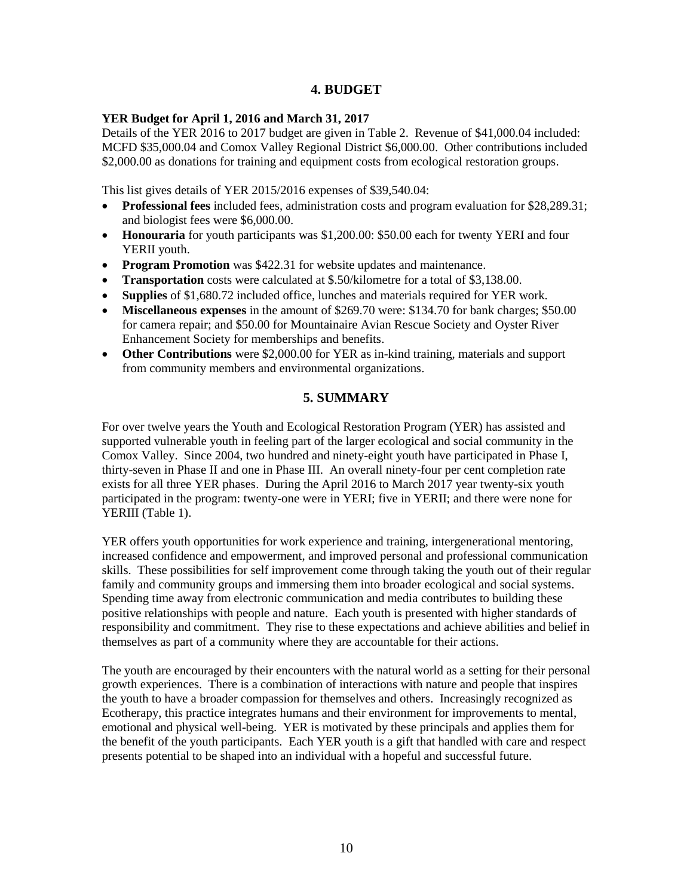## 4. BUDGET

**YER Budget for April 1, 2016 and March 31, 2017**

Details of the YER 2016 to 2017 budget are given in Table 2. Revenue of $41,000.04 included: MCFD $35,000.04 and Comox Valley Regional District $6,000.00. Other contributions included $2,000.00 as donations for training and equipment costs from ecological restoration groups.

This list gives details of YER 2015/2016 expenses of $39,540.04:

- **Professional fees** included fees, administration costs and program evaluation for $28,289.31; and biologist fees were $6,000.00.
- **Honouraria** for youth participants was $1,200.00: $50.00 each for twenty YERI and four YERII youth.
- **Program Promotion** was $422.31 for website updates and maintenance.
- **Transportation** costs were calculated at $.50/kilometre for a total of $3,138.00.
- **Supplies** of $1,680.72 included office, lunches and materials required for YER work.
- **Miscellaneous expenses** in the amount of $269.70 were: $134.70 for bank charges; $50.00 for camera repair; and $50.00 for Mountainaire Avian Rescue Society and Oyster River Enhancement Society for memberships and benefits.
- **Other Contributions** were $2,000.00 for YER as in-kind training, materials and support from community members and environmental organizations.

## 5. SUMMARY

For over twelve years the Youth and Ecological Restoration Program (YER) has assisted and supported vulnerable youth in feeling part of the larger ecological and social community in the Comox Valley. Since 2004, two hundred and ninety-eight youth have participated in Phase I, thirty-seven in Phase II and one in Phase III. An overall ninety-four per cent completion rate exists for all three YER phases. During the April 2016 to March 2017 year twenty-six youth participated in the program: twenty-one were in YERI; five in YERII; and there were none for YERIII (Table 1).

YER offers youth opportunities for work experience and training, intergenerational mentoring, increased confidence and empowerment, and improved personal and professional communication skills. These possibilities for self improvement come through taking the youth out of their regular family and community groups and immersing them into broader ecological and social systems. Spending time away from electronic communication and media contributes to building these positive relationships with people and nature. Each youth is presented with higher standards of responsibility and commitment. They rise to these expectations and achieve abilities and belief in themselves as part of a community where they are accountable for their actions.

The youth are encouraged by their encounters with the natural world as a setting for their personal growth experiences. There is a combination of interactions with nature and people that inspires the youth to have a broader compassion for themselves and others. Increasingly recognized as Ecotherapy, this practice integrates humans and their environment for improvements to mental, emotional and physical well-being. YER is motivated by these principals and applies them for the benefit of the youth participants. Each YER youth is a gift that handled with care and respect presents potential to be shaped into an individual with a hopeful and successful future.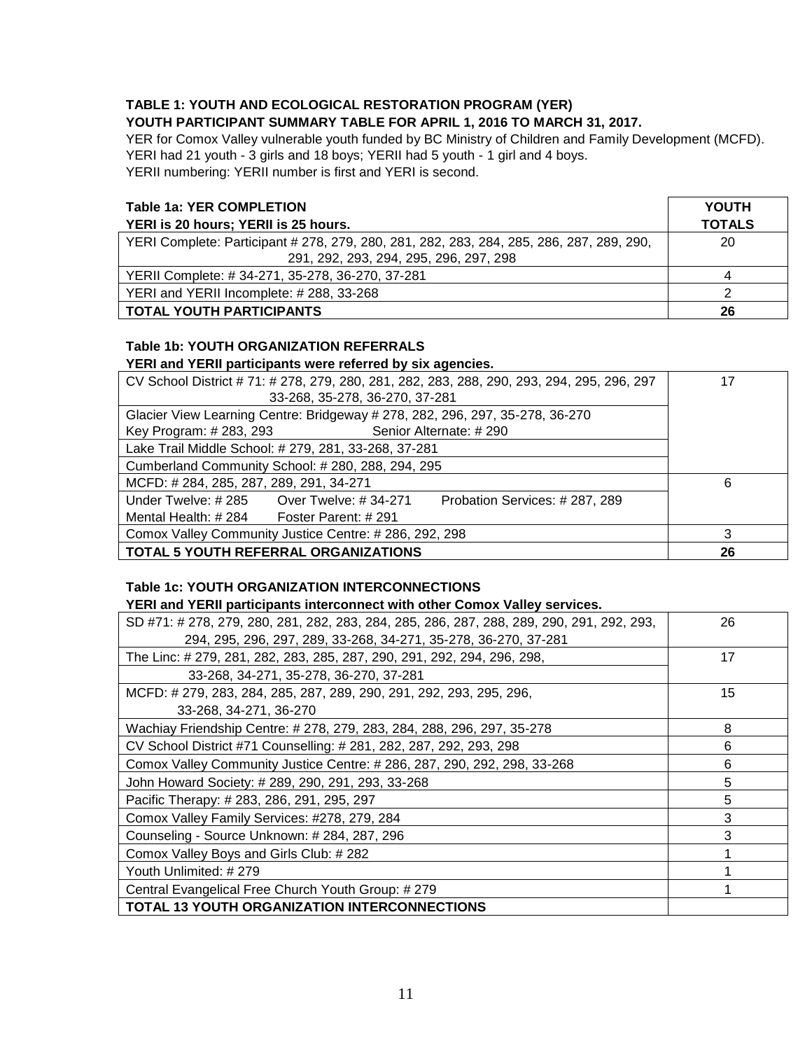**TABLE 1: YOUTH AND ECOLOGICAL RESTORATION PROGRAM (YER)**
**YOUTH PARTICIPANT SUMMARY TABLE FOR APRIL 1, 2016 TO MARCH 31, 2017.**

YER for Comox Valley vulnerable youth funded by BC Ministry of Children and Family Development (MCFD).
YERI had 21 youth - 3 girls and 18 boys; YERII had 5 youth - 1 girl and 4 boys.
YERII numbering: YERII number is first and YERI is second.

| **Table 1a: YER COMPLETION**<br>**YERI is 20 hours; YERII is 25 hours.** | **YOUTH TOTALS** |
|---|---|
| YERI Complete: Participant # 278, 279, 280, 281, 282, 283, 284, 285, 286, 287, 289, 290, 291, 292, 293, 294, 295, 296, 297, 298 | 20 |
| YERII Complete: # 34-271, 35-278, 36-270, 37-281 | 4 |
| YERI and YERII Incomplete: # 288, 33-268 | 2 |
| **TOTAL YOUTH PARTICIPANTS** | **26** |

**Table 1b: YOUTH ORGANIZATION REFERRALS**
**YERI and YERII participants were referred by six agencies.**

| | |
|---|---|
| CV School District # 71: # 278, 279, 280, 281, 282, 283, 288, 290, 293, 294, 295, 296, 297 33-268, 35-278, 36-270, 37-281 | 17 |
| Glacier View Learning Centre: Bridgeway # 278, 282, 296, 297, 35-278, 36-270<br>Key Program: # 283, 293 Senior Alternate: # 290 | |
| Lake Trail Middle School: # 279, 281, 33-268, 37-281 | |
| Cumberland Community School: # 280, 288, 294, 295 | |
| MCFD: # 284, 285, 287, 289, 291, 34-271 | 6 |
| Under Twelve: # 285 Over Twelve: # 34-271 Probation Services: # 287, 289<br>Mental Health: # 284 Foster Parent: # 291 | |
| Comox Valley Community Justice Centre: # 286, 292, 298 | 3 |
| **TOTAL 5 YOUTH REFERRAL ORGANIZATIONS** | **26** |

**Table 1c: YOUTH ORGANIZATION INTERCONNECTIONS**
**YERI and YERII participants interconnect with other Comox Valley services.**

| | |
|---|---|
| SD #71: # 278, 279, 280, 281, 282, 283, 284, 285, 286, 287, 288, 289, 290, 291, 292, 293, 294, 295, 296, 297, 289, 33-268, 34-271, 35-278, 36-270, 37-281 | 26 |
| The Linc: # 279, 281, 282, 283, 285, 287, 290, 291, 292, 294, 296, 298,<br>33-268, 34-271, 35-278, 36-270, 37-281 | 17 |
| MCFD: # 279, 283, 284, 285, 287, 289, 290, 291, 292, 293, 295, 296, 33-268, 34-271, 36-270 | 15 |
| Wachiay Friendship Centre: # 278, 279, 283, 284, 288, 296, 297, 35-278 | 8 |
| CV School District #71 Counselling: # 281, 282, 287, 292, 293, 298 | 6 |
| Comox Valley Community Justice Centre: # 286, 287, 290, 292, 298, 33-268 | 6 |
| John Howard Society: # 289, 290, 291, 293, 33-268 | 5 |
| Pacific Therapy: # 283, 286, 291, 295, 297 | 5 |
| Comox Valley Family Services: #278, 279, 284 | 3 |
| Counseling - Source Unknown: # 284, 287, 296 | 3 |
| Comox Valley Boys and Girls Club: # 282 | 1 |
| Youth Unlimited: # 279 | 1 |
| Central Evangelical Free Church Youth Group: # 279 | 1 |
| **TOTAL 13 YOUTH ORGANIZATION INTERCONNECTIONS** | |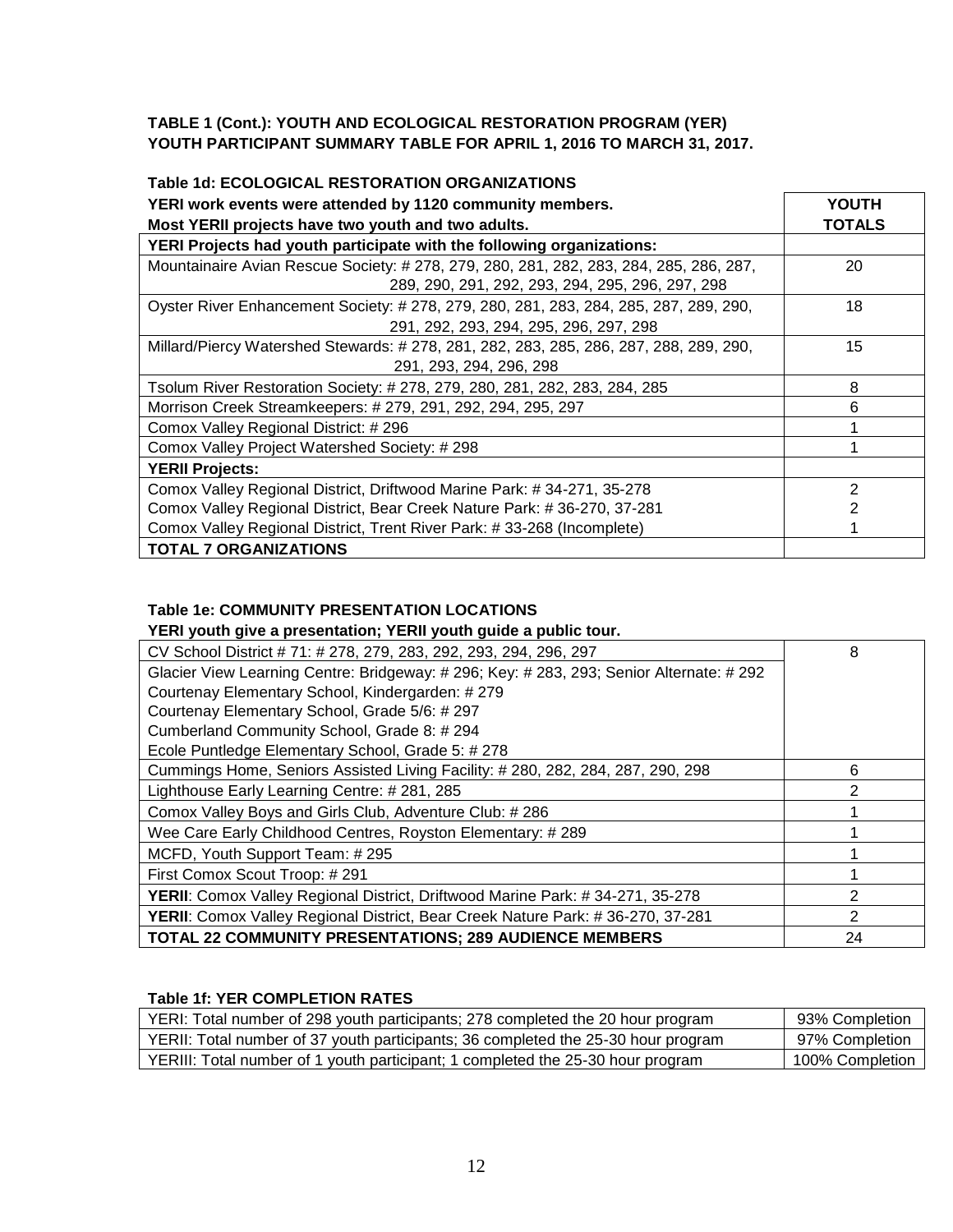**TABLE 1 (Cont.): YOUTH AND ECOLOGICAL RESTORATION PROGRAM (YER) YOUTH PARTICIPANT SUMMARY TABLE FOR APRIL 1, 2016 TO MARCH 31, 2017.**

**Table 1d: ECOLOGICAL RESTORATION ORGANIZATIONS**

| YERI work events were attended by 1120 community members. Most YERII projects have two youth and two adults. | YOUTH TOTALS |
|---|---|
| **YERI Projects had youth participate with the following organizations:** | |
| Mountainaire Avian Rescue Society: # 278, 279, 280, 281, 282, 283, 284, 285, 286, 287, 289, 290, 291, 292, 293, 294, 295, 296, 297, 298 | 20 |
| Oyster River Enhancement Society: # 278, 279, 280, 281, 283, 284, 285, 287, 289, 290, 291, 292, 293, 294, 295, 296, 297, 298 | 18 |
| Millard/Piercy Watershed Stewards: # 278, 281, 282, 283, 285, 286, 287, 288, 289, 290, 291, 293, 294, 296, 298 | 15 |
| Tsolum River Restoration Society: # 278, 279, 280, 281, 282, 283, 284, 285 | 8 |
| Morrison Creek Streamkeepers: # 279, 291, 292, 294, 295, 297 | 6 |
| Comox Valley Regional District: # 296 | 1 |
| Comox Valley Project Watershed Society: # 298 | 1 |
| **YERII Projects:** | |
| Comox Valley Regional District, Driftwood Marine Park: # 34-271, 35-278 | 2 |
| Comox Valley Regional District, Bear Creek Nature Park: # 36-270, 37-281 | 2 |
| Comox Valley Regional District, Trent River Park: # 33-268 (Incomplete) | 1 |
| **TOTAL 7 ORGANIZATIONS** | |

**Table 1e: COMMUNITY PRESENTATION LOCATIONS**

**YERI youth give a presentation; YERII youth guide a public tour.**

| | |
|---|---|
| CV School District # 71: # 278, 279, 283, 292, 293, 294, 296, 297<br>Glacier View Learning Centre: Bridgeway: # 296; Key: # 283, 293; Senior Alternate: # 292<br>Courtenay Elementary School, Kindergarden: # 279<br>Courtenay Elementary School, Grade 5/6: # 297<br>Cumberland Community School, Grade 8: # 294<br>Ecole Puntledge Elementary School, Grade 5: # 278 | 8 |
| Cummings Home, Seniors Assisted Living Facility: # 280, 282, 284, 287, 290, 298 | 6 |
| Lighthouse Early Learning Centre: # 281, 285 | 2 |
| Comox Valley Boys and Girls Club, Adventure Club: # 286 | 1 |
| Wee Care Early Childhood Centres, Royston Elementary: # 289 | 1 |
| MCFD, Youth Support Team: # 295 | 1 |
| First Comox Scout Troop: # 291 | 1 |
| **YERII**: Comox Valley Regional District, Driftwood Marine Park: # 34-271, 35-278 | 2 |
| **YERII**: Comox Valley Regional District, Bear Creek Nature Park: # 36-270, 37-281 | 2 |
| **TOTAL 22 COMMUNITY PRESENTATIONS; 289 AUDIENCE MEMBERS** | 24 |

**Table 1f: YER COMPLETION RATES**

| | |
|---|---|
| YERI: Total number of 298 youth participants; 278 completed the 20 hour program | 93% Completion |
| YERII: Total number of 37 youth participants; 36 completed the 25-30 hour program | 97% Completion |
| YERIII: Total number of 1 youth participant; 1 completed the 25-30 hour program | 100% Completion |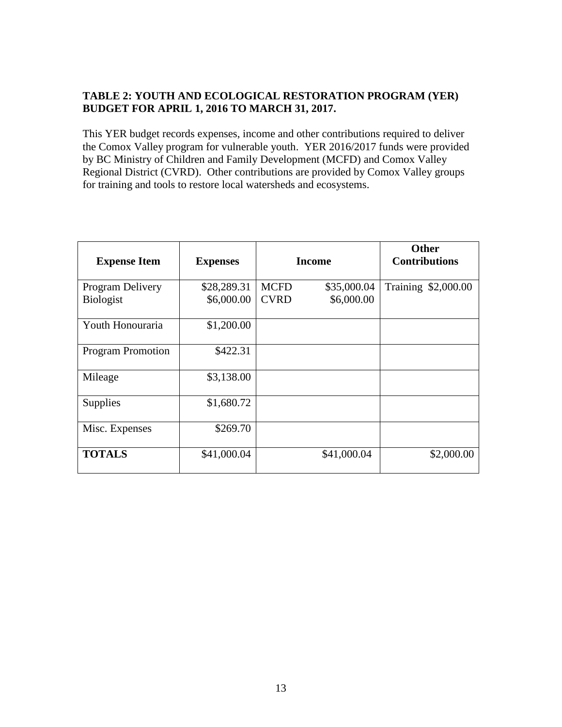**TABLE 2: YOUTH AND ECOLOGICAL RESTORATION PROGRAM (YER) BUDGET FOR APRIL 1, 2016 TO MARCH 31, 2017.**

This YER budget records expenses, income and other contributions required to deliver the Comox Valley program for vulnerable youth. YER 2016/2017 funds were provided by BC Ministry of Children and Family Development (MCFD) and Comox Valley Regional District (CVRD). Other contributions are provided by Comox Valley groups for training and tools to restore local watersheds and ecosystems.

| Expense Item | Expenses | Income | | Other Contributions |
|---|---|---|---|---|
| Program Delivery<br>Biologist | \$28,289.31<br>\$6,000.00 | MCFD<br>CVRD | \$35,000.04<br>\$6,000.00 | Training \$2,000.00 |
| Youth Honouraria | \$1,200.00 | | | |
| Program Promotion | \$422.31 | | | |
| Mileage | \$3,138.00 | | | |
| Supplies | \$1,680.72 | | | |
| Misc. Expenses | \$269.70 | | | |
| **TOTALS** | \$41,000.04 | | \$41,000.04 | \$2,000.00 |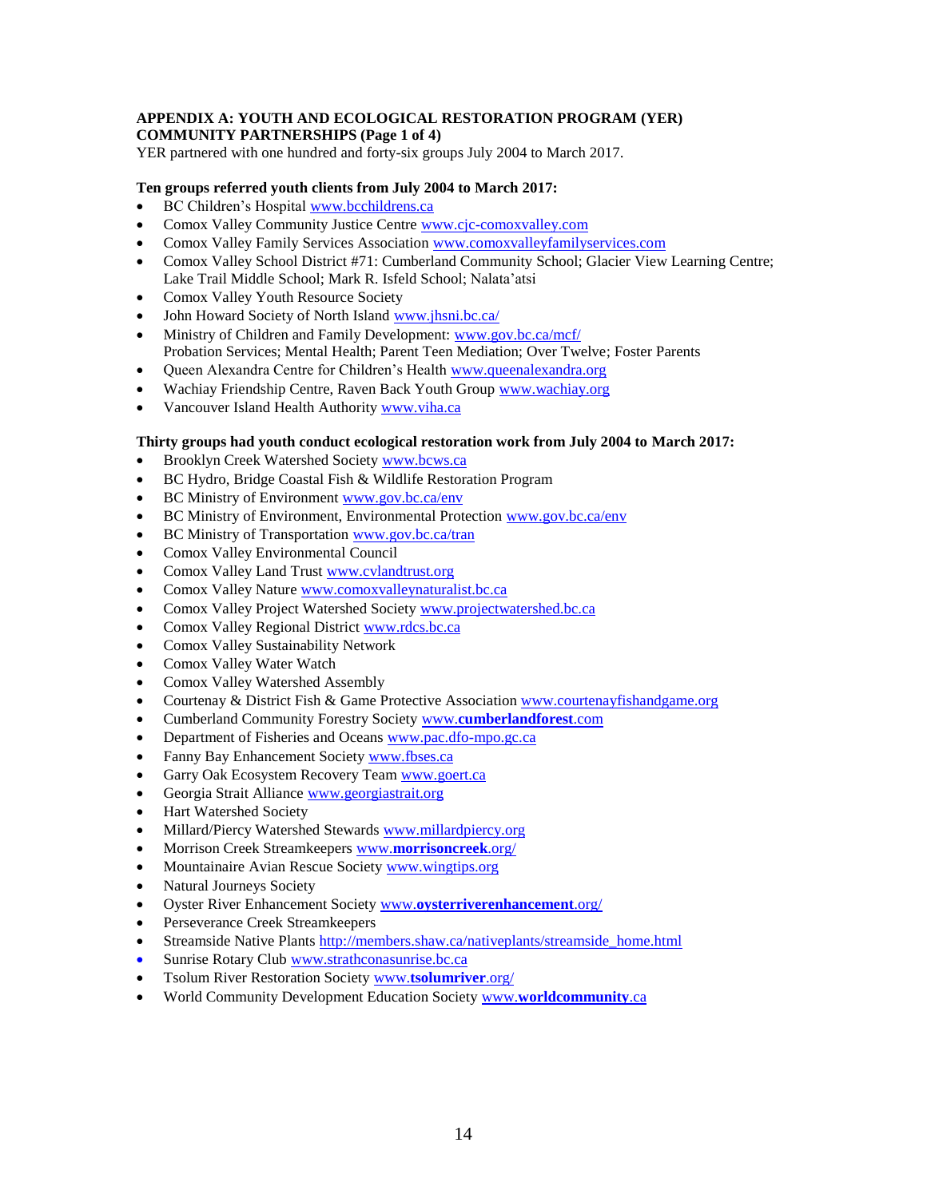## APPENDIX A: YOUTH AND ECOLOGICAL RESTORATION PROGRAM (YER) COMMUNITY PARTNERSHIPS (Page 1 of 4)

YER partnered with one hundred and forty-six groups July 2004 to March 2017.

**Ten groups referred youth clients from July 2004 to March 2017:**

- BC Children's Hospital www.bcchildrens.ca
- Comox Valley Community Justice Centre www.cjc-comoxvalley.com
- Comox Valley Family Services Association www.comoxvalleyfamilyservices.com
- Comox Valley School District #71: Cumberland Community School; Glacier View Learning Centre; Lake Trail Middle School; Mark R. Isfeld School; Nalata'atsi
- Comox Valley Youth Resource Society
- John Howard Society of North Island www.jhsni.bc.ca/
- Ministry of Children and Family Development: www.gov.bc.ca/mcf/ Probation Services; Mental Health; Parent Teen Mediation; Over Twelve; Foster Parents
- Queen Alexandra Centre for Children's Health www.queenalexandra.org
- Wachiay Friendship Centre, Raven Back Youth Group www.wachiay.org
- Vancouver Island Health Authority www.viha.ca

**Thirty groups had youth conduct ecological restoration work from July 2004 to March 2017:**

- Brooklyn Creek Watershed Society www.bcws.ca
- BC Hydro, Bridge Coastal Fish & Wildlife Restoration Program
- BC Ministry of Environment www.gov.bc.ca/env
- BC Ministry of Environment, Environmental Protection www.gov.bc.ca/env
- BC Ministry of Transportation www.gov.bc.ca/tran
- Comox Valley Environmental Council
- Comox Valley Land Trust www.cvlandtrust.org
- Comox Valley Nature www.comoxvalleynaturalist.bc.ca
- Comox Valley Project Watershed Society www.projectwatershed.bc.ca
- Comox Valley Regional District www.rdcs.bc.ca
- Comox Valley Sustainability Network
- Comox Valley Water Watch
- Comox Valley Watershed Assembly
- Courtenay & District Fish & Game Protective Association www.courtenayfishandgame.org
- Cumberland Community Forestry Society www.**cumberlandforest**.com
- Department of Fisheries and Oceans www.pac.dfo-mpo.gc.ca
- Fanny Bay Enhancement Society www.fbses.ca
- Garry Oak Ecosystem Recovery Team www.goert.ca
- Georgia Strait Alliance www.georgiastrait.org
- Hart Watershed Society
- Millard/Piercy Watershed Stewards www.millardpiercy.org
- Morrison Creek Streamkeepers www.**morrisoncreek**.org/
- Mountainaire Avian Rescue Society www.wingtips.org
- Natural Journeys Society
- Oyster River Enhancement Society www.**oysterriverenhancement**.org/
- Perseverance Creek Streamkeepers
- Streamside Native Plants http://members.shaw.ca/nativeplants/streamside_home.html
- Sunrise Rotary Club www.strathconasunrise.bc.ca
- Tsolum River Restoration Society www.**tsolumriver**.org/
- World Community Development Education Society www.**worldcommunity**.ca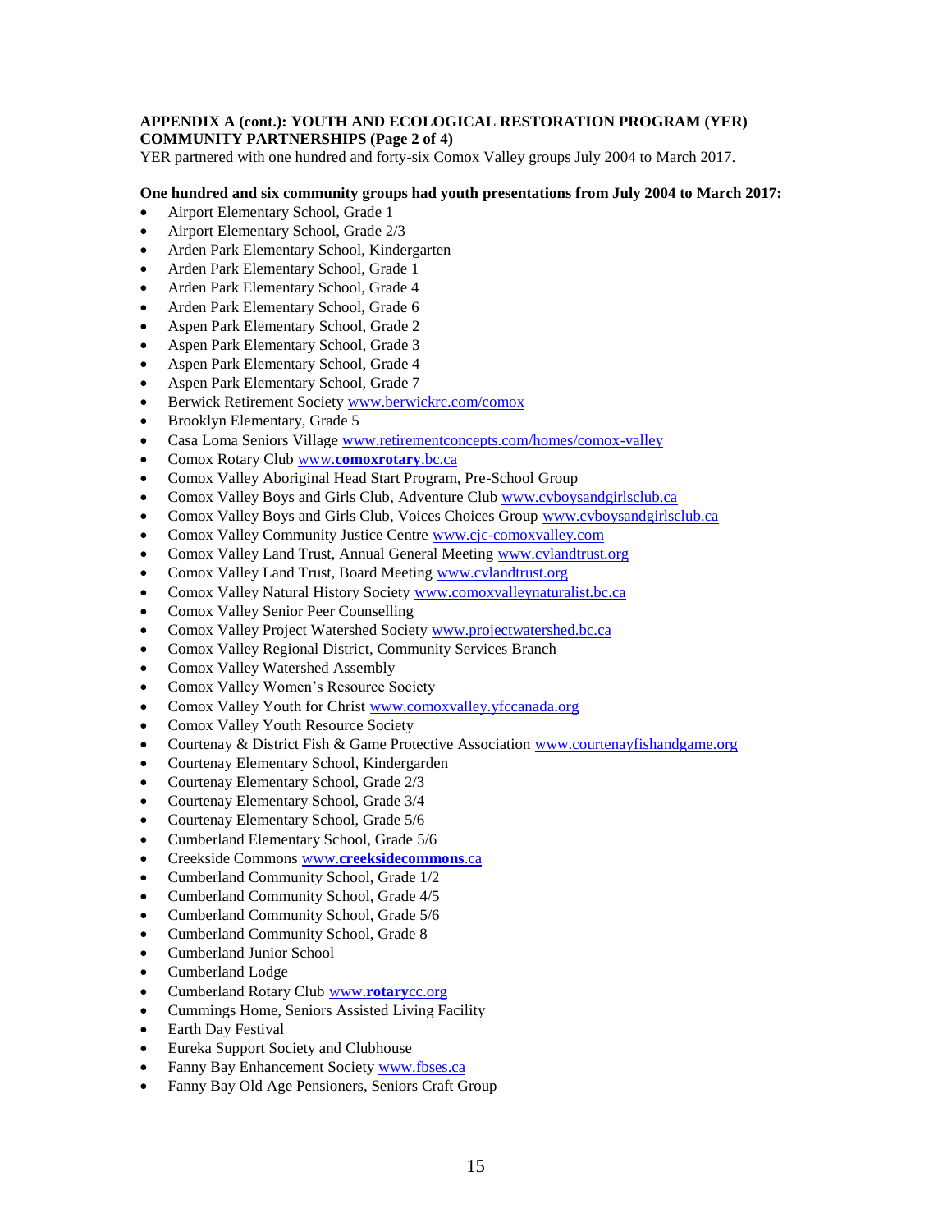**APPENDIX A (cont.): YOUTH AND ECOLOGICAL RESTORATION PROGRAM (YER) COMMUNITY PARTNERSHIPS (Page 2 of 4)**

YER partnered with one hundred and forty-six Comox Valley groups July 2004 to March 2017.

**One hundred and six community groups had youth presentations from July 2004 to March 2017:**

- Airport Elementary School, Grade 1
- Airport Elementary School, Grade 2/3
- Arden Park Elementary School, Kindergarten
- Arden Park Elementary School, Grade 1
- Arden Park Elementary School, Grade 4
- Arden Park Elementary School, Grade 6
- Aspen Park Elementary School, Grade 2
- Aspen Park Elementary School, Grade 3
- Aspen Park Elementary School, Grade 4
- Aspen Park Elementary School, Grade 7
- Berwick Retirement Society www.berwickrc.com/comox
- Brooklyn Elementary, Grade 5
- Casa Loma Seniors Village www.retirementconcepts.com/homes/comox-valley
- Comox Rotary Club www.**comoxrotary**.bc.ca
- Comox Valley Aboriginal Head Start Program, Pre-School Group
- Comox Valley Boys and Girls Club, Adventure Club www.cvboysandgirlsclub.ca
- Comox Valley Boys and Girls Club, Voices Choices Group www.cvboysandgirlsclub.ca
- Comox Valley Community Justice Centre www.cjc-comoxvalley.com
- Comox Valley Land Trust, Annual General Meeting www.cvlandtrust.org
- Comox Valley Land Trust, Board Meeting www.cvlandtrust.org
- Comox Valley Natural History Society www.comoxvalleynaturalist.bc.ca
- Comox Valley Senior Peer Counselling
- Comox Valley Project Watershed Society www.projectwatershed.bc.ca
- Comox Valley Regional District, Community Services Branch
- Comox Valley Watershed Assembly
- Comox Valley Women's Resource Society
- Comox Valley Youth for Christ www.comoxvalley.yfccanada.org
- Comox Valley Youth Resource Society
- Courtenay & District Fish & Game Protective Association www.courtenayfishandgame.org
- Courtenay Elementary School, Kindergarden
- Courtenay Elementary School, Grade 2/3
- Courtenay Elementary School, Grade 3/4
- Courtenay Elementary School, Grade 5/6
- Cumberland Elementary School, Grade 5/6
- Creekside Commons www.**creeksidecommons**.ca
- Cumberland Community School, Grade 1/2
- Cumberland Community School, Grade 4/5
- Cumberland Community School, Grade 5/6
- Cumberland Community School, Grade 8
- Cumberland Junior School
- Cumberland Lodge
- Cumberland Rotary Club www.**rotary**cc.org
- Cummings Home, Seniors Assisted Living Facility
- Earth Day Festival
- Eureka Support Society and Clubhouse
- Fanny Bay Enhancement Society www.fbses.ca
- Fanny Bay Old Age Pensioners, Seniors Craft Group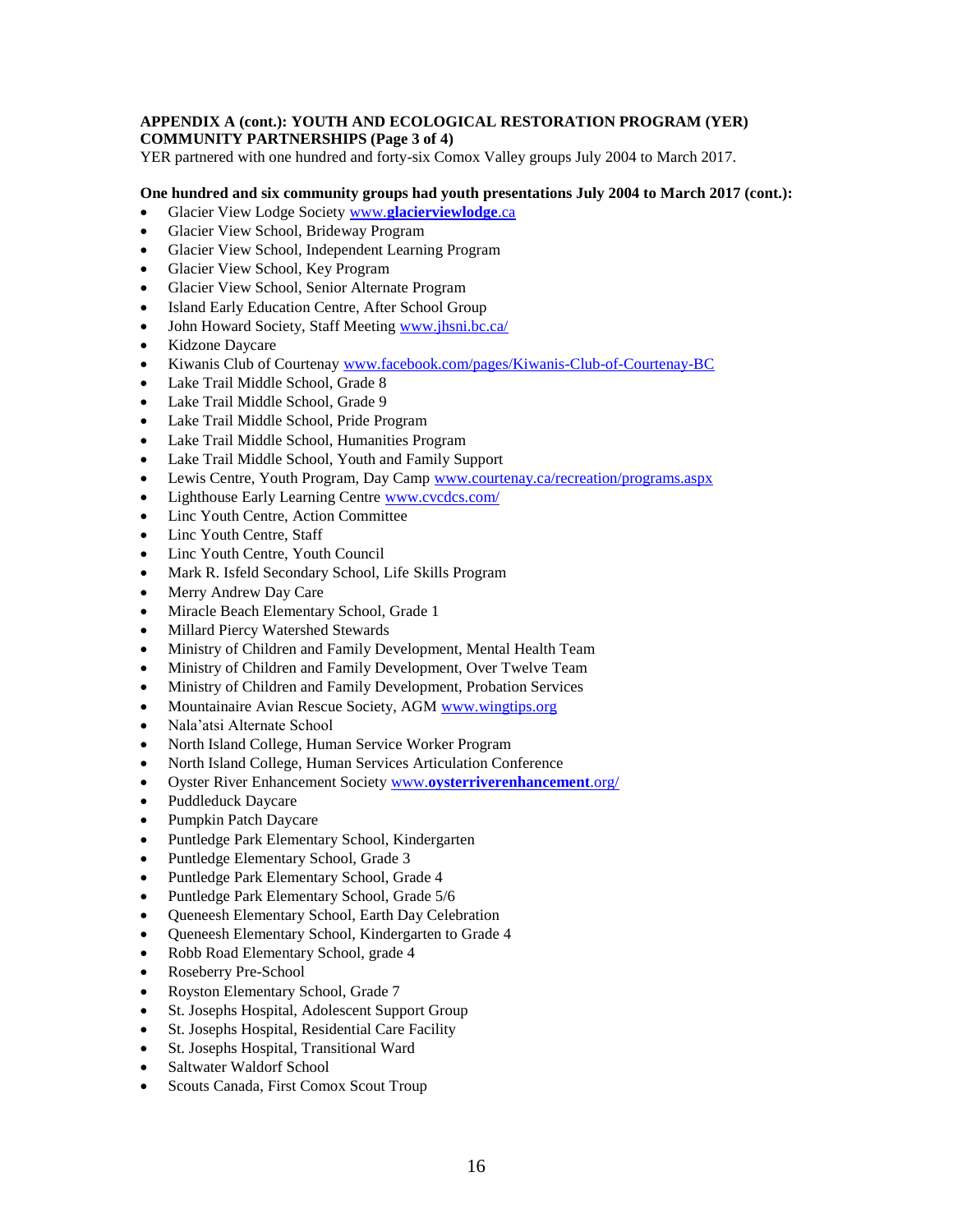**APPENDIX A (cont.): YOUTH AND ECOLOGICAL RESTORATION PROGRAM (YER) COMMUNITY PARTNERSHIPS (Page 3 of 4)**

YER partnered with one hundred and forty-six Comox Valley groups July 2004 to March 2017.

**One hundred and six community groups had youth presentations July 2004 to March 2017 (cont.):**

- Glacier View Lodge Society www.**glacierviewlodge**.ca
- Glacier View School, Brideway Program
- Glacier View School, Independent Learning Program
- Glacier View School, Key Program
- Glacier View School, Senior Alternate Program
- Island Early Education Centre, After School Group
- John Howard Society, Staff Meeting www.jhsni.bc.ca/
- Kidzone Daycare
- Kiwanis Club of Courtenay www.facebook.com/pages/Kiwanis-Club-of-Courtenay-BC
- Lake Trail Middle School, Grade 8
- Lake Trail Middle School, Grade 9
- Lake Trail Middle School, Pride Program
- Lake Trail Middle School, Humanities Program
- Lake Trail Middle School, Youth and Family Support
- Lewis Centre, Youth Program, Day Camp www.courtenay.ca/recreation/programs.aspx
- Lighthouse Early Learning Centre www.cvcdcs.com/
- Linc Youth Centre, Action Committee
- Linc Youth Centre, Staff
- Linc Youth Centre, Youth Council
- Mark R. Isfeld Secondary School, Life Skills Program
- Merry Andrew Day Care
- Miracle Beach Elementary School, Grade 1
- Millard Piercy Watershed Stewards
- Ministry of Children and Family Development, Mental Health Team
- Ministry of Children and Family Development, Over Twelve Team
- Ministry of Children and Family Development, Probation Services
- Mountainaire Avian Rescue Society, AGM www.wingtips.org
- Nala'atsi Alternate School
- North Island College, Human Service Worker Program
- North Island College, Human Services Articulation Conference
- Oyster River Enhancement Society www.**oysterriverenhancement**.org/
- Puddleduck Daycare
- Pumpkin Patch Daycare
- Puntledge Park Elementary School, Kindergarten
- Puntledge Elementary School, Grade 3
- Puntledge Park Elementary School, Grade 4
- Puntledge Park Elementary School, Grade 5/6
- Queneesh Elementary School, Earth Day Celebration
- Queneesh Elementary School, Kindergarten to Grade 4
- Robb Road Elementary School, grade 4
- Roseberry Pre-School
- Royston Elementary School, Grade 7
- St. Josephs Hospital, Adolescent Support Group
- St. Josephs Hospital, Residential Care Facility
- St. Josephs Hospital, Transitional Ward
- Saltwater Waldorf School
- Scouts Canada, First Comox Scout Troup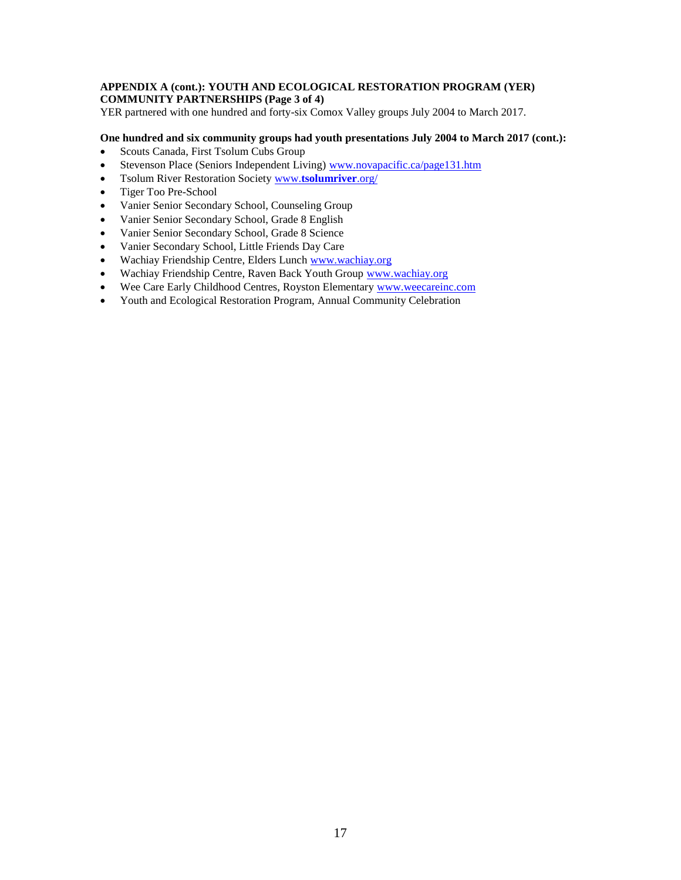**APPENDIX A (cont.): YOUTH AND ECOLOGICAL RESTORATION PROGRAM (YER) COMMUNITY PARTNERSHIPS (Page 3 of 4)**

YER partnered with one hundred and forty-six Comox Valley groups July 2004 to March 2017.

**One hundred and six community groups had youth presentations July 2004 to March 2017 (cont.):**

- Scouts Canada, First Tsolum Cubs Group
- Stevenson Place (Seniors Independent Living) www.novapacific.ca/page131.htm
- Tsolum River Restoration Society www.**tsolumriver**.org/
- Tiger Too Pre-School
- Vanier Senior Secondary School, Counseling Group
- Vanier Senior Secondary School, Grade 8 English
- Vanier Senior Secondary School, Grade 8 Science
- Vanier Secondary School, Little Friends Day Care
- Wachiay Friendship Centre, Elders Lunch www.wachiay.org
- Wachiay Friendship Centre, Raven Back Youth Group www.wachiay.org
- Wee Care Early Childhood Centres, Royston Elementary www.weecareinc.com
- Youth and Ecological Restoration Program, Annual Community Celebration